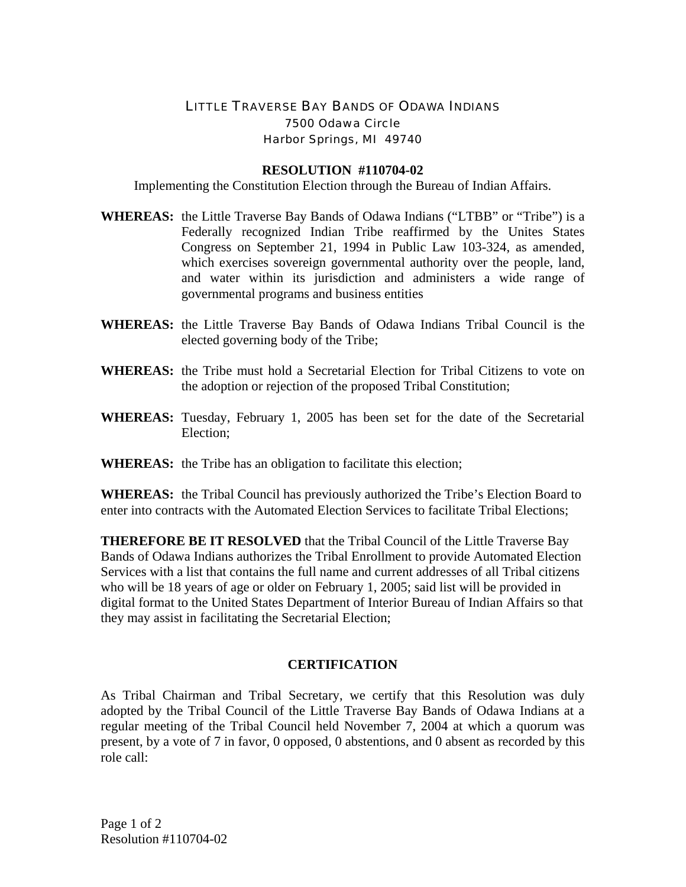LITTLE TRAVERSE BAY BANDS OF ODAWA INDIANS
7500 Odawa Circle
Harbor Springs, MI 49740

**RESOLUTION #110704-02**

Implementing the Constitution Election through the Bureau of Indian Affairs.

**WHEREAS:** the Little Traverse Bay Bands of Odawa Indians ("LTBB" or "Tribe") is a Federally recognized Indian Tribe reaffirmed by the Unites States Congress on September 21, 1994 in Public Law 103-324, as amended, which exercises sovereign governmental authority over the people, land, and water within its jurisdiction and administers a wide range of governmental programs and business entities

**WHEREAS:** the Little Traverse Bay Bands of Odawa Indians Tribal Council is the elected governing body of the Tribe;

**WHEREAS:** the Tribe must hold a Secretarial Election for Tribal Citizens to vote on the adoption or rejection of the proposed Tribal Constitution;

**WHEREAS:** Tuesday, February 1, 2005 has been set for the date of the Secretarial Election;

**WHEREAS:** the Tribe has an obligation to facilitate this election;

**WHEREAS:** the Tribal Council has previously authorized the Tribe's Election Board to enter into contracts with the Automated Election Services to facilitate Tribal Elections;

**THEREFORE BE IT RESOLVED** that the Tribal Council of the Little Traverse Bay Bands of Odawa Indians authorizes the Tribal Enrollment to provide Automated Election Services with a list that contains the full name and current addresses of all Tribal citizens who will be 18 years of age or older on February 1, 2005; said list will be provided in digital format to the United States Department of Interior Bureau of Indian Affairs so that they may assist in facilitating the Secretarial Election;

**CERTIFICATION**

As Tribal Chairman and Tribal Secretary, we certify that this Resolution was duly adopted by the Tribal Council of the Little Traverse Bay Bands of Odawa Indians at a regular meeting of the Tribal Council held November 7, 2004 at which a quorum was present, by a vote of 7 in favor, 0 opposed, 0 abstentions, and 0 absent as recorded by this role call: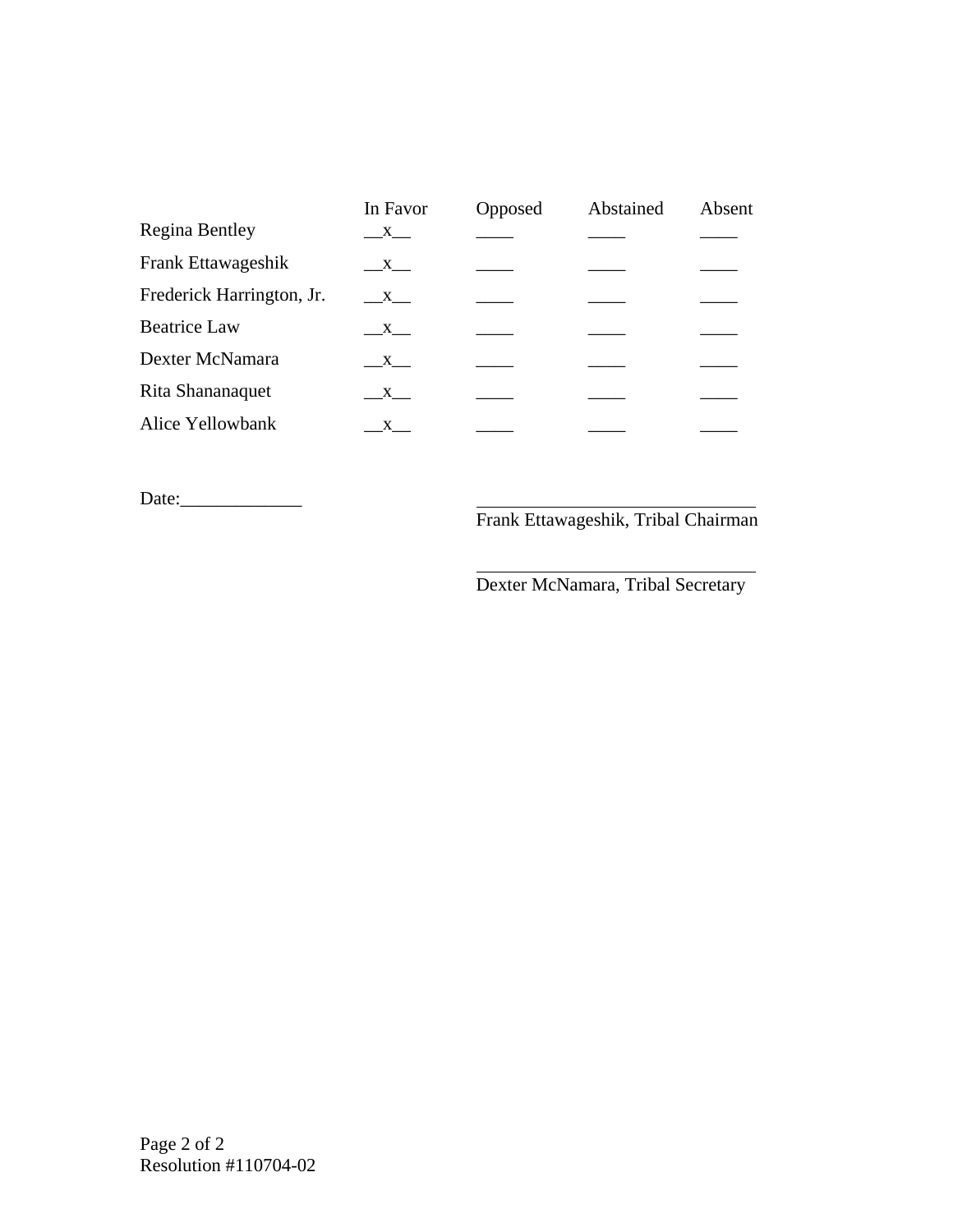| | In Favor | Opposed | Abstained | Absent |
|---|---|---|---|---|
| Regina Bentley | x | | | |
| Frank Ettawageshik | x | | | |
| Frederick Harrington, Jr. | x | | | |
| Beatrice Law | x | | | |
| Dexter McNamara | x | | | |
| Rita Shananaquet | x | | | |
| Alice Yellowbank | x | | | |

Date:_____________

______________________________
Frank Ettawageshik, Tribal Chairman

______________________________
Dexter McNamara, Tribal Secretary

Resolution #110704-02